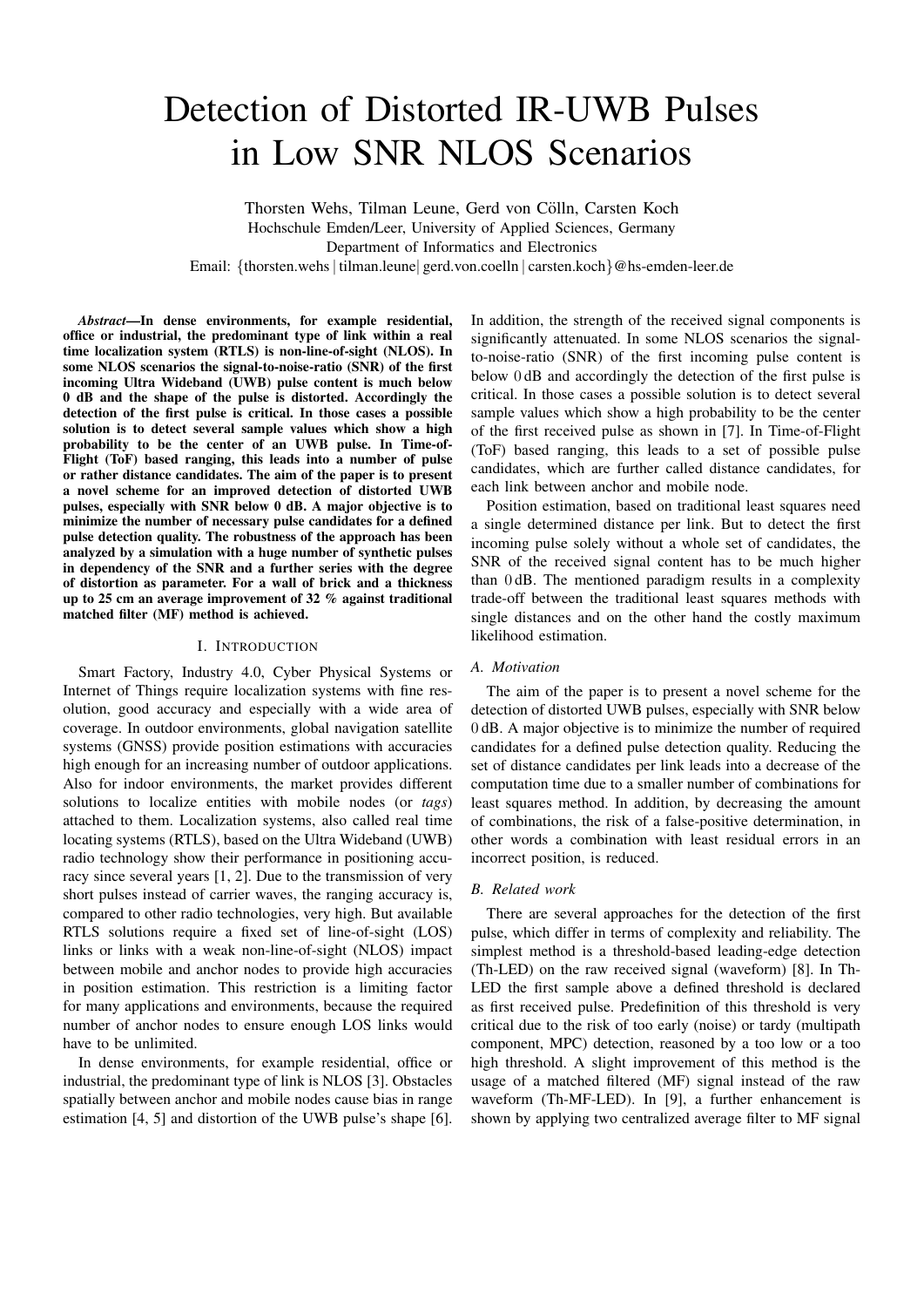# Detection of Distorted IR-UWB Pulses in Low SNR NLOS Scenarios

Thorsten Wehs, Tilman Leune, Gerd von Cölln, Carsten Koch
Hochschule Emden/Leer, University of Applied Sciences, Germany
Department of Informatics and Electronics
Email: {thorsten.wehs | tilman.leune| gerd.von.coelln | carsten.koch}@hs-emden-leer.de

***Abstract*—In dense environments, for example residential, office or industrial, the predominant type of link within a real time localization system (RTLS) is non-line-of-sight (NLOS). In some NLOS scenarios the signal-to-noise-ratio (SNR) of the first incoming Ultra Wideband (UWB) pulse content is much below 0 dB and the shape of the pulse is distorted. Accordingly the detection of the first pulse is critical. In those cases a possible solution is to detect several sample values which show a high probability to be the center of an UWB pulse. In Time-of-Flight (ToF) based ranging, this leads into a number of pulse or rather distance candidates. The aim of the paper is to present a novel scheme for an improved detection of distorted UWB pulses, especially with SNR below 0 dB. A major objective is to minimize the number of necessary pulse candidates for a defined pulse detection quality. The robustness of the approach has been analyzed by a simulation with a huge number of synthetic pulses in dependency of the SNR and a further series with the degree of distortion as parameter. For a wall of brick and a thickness up to 25 cm an average improvement of 32 % against traditional matched filter (MF) method is achieved.**

## I. Introduction

Smart Factory, Industry 4.0, Cyber Physical Systems or Internet of Things require localization systems with fine resolution, good accuracy and especially with a wide area of coverage. In outdoor environments, global navigation satellite systems (GNSS) provide position estimations with accuracies high enough for an increasing number of outdoor applications. Also for indoor environments, the market provides different solutions to localize entities with mobile nodes (or *tags*) attached to them. Localization systems, also called real time locating systems (RTLS), based on the Ultra Wideband (UWB) radio technology show their performance in positioning accuracy since several years [1, 2]. Due to the transmission of very short pulses instead of carrier waves, the ranging accuracy is, compared to other radio technologies, very high. But available RTLS solutions require a fixed set of line-of-sight (LOS) links or links with a weak non-line-of-sight (NLOS) impact between mobile and anchor nodes to provide high accuracies in position estimation. This restriction is a limiting factor for many applications and environments, because the required number of anchor nodes to ensure enough LOS links would have to be unlimited.

In dense environments, for example residential, office or industrial, the predominant type of link is NLOS [3]. Obstacles spatially between anchor and mobile nodes cause bias in range estimation [4, 5] and distortion of the UWB pulse's shape [6]. In addition, the strength of the received signal components is significantly attenuated. In some NLOS scenarios the signal-to-noise-ratio (SNR) of the first incoming pulse content is below 0 dB and accordingly the detection of the first pulse is critical. In those cases a possible solution is to detect several sample values which show a high probability to be the center of the first received pulse as shown in [7]. In Time-of-Flight (ToF) based ranging, this leads to a set of possible pulse candidates, which are further called distance candidates, for each link between anchor and mobile node.

Position estimation, based on traditional least squares need a single determined distance per link. But to detect the first incoming pulse solely without a whole set of candidates, the SNR of the received signal content has to be much higher than 0 dB. The mentioned paradigm results in a complexity trade-off between the traditional least squares methods with single distances and on the other hand the costly maximum likelihood estimation.

### A. Motivation

The aim of the paper is to present a novel scheme for the detection of distorted UWB pulses, especially with SNR below 0 dB. A major objective is to minimize the number of required candidates for a defined pulse detection quality. Reducing the set of distance candidates per link leads into a decrease of the computation time due to a smaller number of combinations for least squares method. In addition, by decreasing the amount of combinations, the risk of a false-positive determination, in other words a combination with least residual errors in an incorrect position, is reduced.

### B. Related work

There are several approaches for the detection of the first pulse, which differ in terms of complexity and reliability. The simplest method is a threshold-based leading-edge detection (Th-LED) on the raw received signal (waveform) [8]. In Th-LED the first sample above a defined threshold is declared as first received pulse. Predefinition of this threshold is very critical due to the risk of too early (noise) or tardy (multipath component, MPC) detection, reasoned by a too low or a too high threshold. A slight improvement of this method is the usage of a matched filtered (MF) signal instead of the raw waveform (Th-MF-LED). In [9], a further enhancement is shown by applying two centralized average filter to MF signal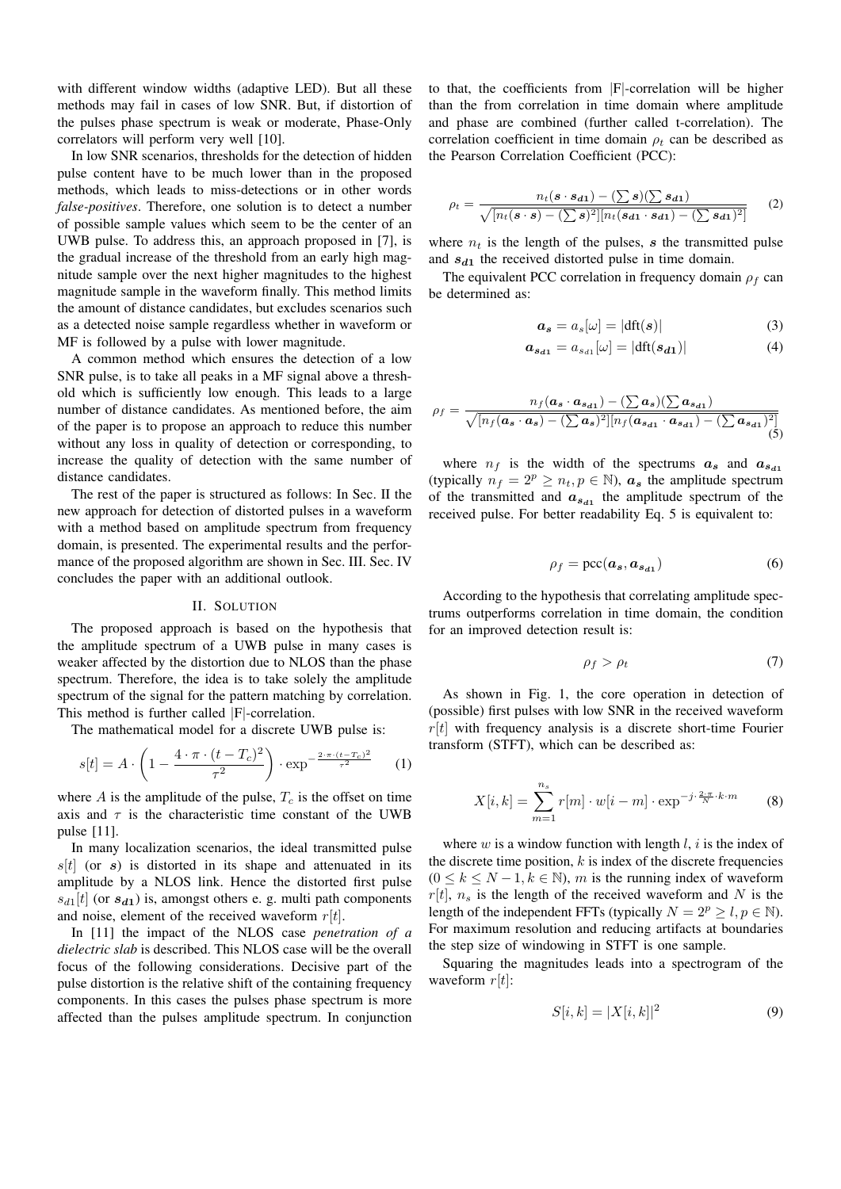with different window widths (adaptive LED). But all these methods may fail in cases of low SNR. But, if distortion of the pulses phase spectrum is weak or moderate, Phase-Only correlators will perform very well [10].

In low SNR scenarios, thresholds for the detection of hidden pulse content have to be much lower than in the proposed methods, which leads to miss-detections or in other words *false-positives*. Therefore, one solution is to detect a number of possible sample values which seem to be the center of an UWB pulse. To address this, an approach proposed in [7], is the gradual increase of the threshold from an early high magnitude sample over the next higher magnitudes to the highest magnitude sample in the waveform finally. This method limits the amount of distance candidates, but excludes scenarios such as a detected noise sample regardless whether in waveform or MF is followed by a pulse with lower magnitude.

A common method which ensures the detection of a low SNR pulse, is to take all peaks in a MF signal above a threshold which is sufficiently low enough. This leads to a large number of distance candidates. As mentioned before, the aim of the paper is to propose an approach to reduce this number without any loss in quality of detection or corresponding, to increase the quality of detection with the same number of distance candidates.

The rest of the paper is structured as follows: In Sec. II the new approach for detection of distorted pulses in a waveform with a method based on amplitude spectrum from frequency domain, is presented. The experimental results and the performance of the proposed algorithm are shown in Sec. III. Sec. IV concludes the paper with an additional outlook.

## II. Solution

The proposed approach is based on the hypothesis that the amplitude spectrum of a UWB pulse in many cases is weaker affected by the distortion due to NLOS than the phase spectrum. Therefore, the idea is to take solely the amplitude spectrum of the signal for the pattern matching by correlation. This method is further called |F|-correlation.

The mathematical model for a discrete UWB pulse is:

$$s[t] = A \cdot \left(1 - \frac{4 \cdot \pi \cdot (t - T_c)^2}{\tau^2}\right) \cdot \exp^{-\frac{2 \cdot \pi \cdot (t - T_c)^2}{\tau^2}} \tag{1}$$

where $A$ is the amplitude of the pulse, $T_c$ is the offset on time axis and $\tau$ is the characteristic time constant of the UWB pulse [11].

In many localization scenarios, the ideal transmitted pulse $s[t]$ (or $\boldsymbol{s}$) is distorted in its shape and attenuated in its amplitude by a NLOS link. Hence the distorted first pulse $s_{d1}[t]$ (or $\boldsymbol{s_{d1}}$) is, amongst others e. g. multi path components and noise, element of the received waveform $r[t]$.

In [11] the impact of the NLOS case *penetration of a dielectric slab* is described. This NLOS case will be the overall focus of the following considerations. Decisive part of the pulse distortion is the relative shift of the containing frequency components. In this cases the pulses phase spectrum is more affected than the pulses amplitude spectrum. In conjunction to that, the coefficients from |F|-correlation will be higher than the from correlation in time domain where amplitude and phase are combined (further called t-correlation). The correlation coefficient in time domain $\rho_t$ can be described as the Pearson Correlation Coefficient (PCC):

$$\rho_t = \frac{n_t(\boldsymbol{s} \cdot \boldsymbol{s_{d1}}) - (\sum \boldsymbol{s})(\sum \boldsymbol{s_{d1}})}{\sqrt{[n_t(\boldsymbol{s} \cdot \boldsymbol{s}) - (\sum \boldsymbol{s})^2][n_t(\boldsymbol{s_{d1}} \cdot \boldsymbol{s_{d1}}) - (\sum \boldsymbol{s_{d1}})^2]}} \tag{2}$$

where $n_t$ is the length of the pulses, $\boldsymbol{s}$ the transmitted pulse and $\boldsymbol{s_{d1}}$ the received distorted pulse in time domain.

The equivalent PCC correlation in frequency domain $\rho_f$ can be determined as:

$$\boldsymbol{a_s} = a_s[\omega] = |\mathrm{dft}(\boldsymbol{s})| \tag{3}$$

$$\boldsymbol{a_{s_{d1}}} = a_{s_{d1}}[\omega] = |\mathrm{dft}(\boldsymbol{s_{d1}})| \tag{4}$$

$$\rho_f = \frac{n_f(\boldsymbol{a_s} \cdot \boldsymbol{a_{s_{d1}}}) - (\sum \boldsymbol{a_s})(\sum \boldsymbol{a_{s_{d1}}})}{\sqrt{[n_f(\boldsymbol{a_s} \cdot \boldsymbol{a_s}) - (\sum \boldsymbol{a_s})^2][n_f(\boldsymbol{a_{s_{d1}}} \cdot \boldsymbol{a_{s_{d1}}}) - (\sum \boldsymbol{a_{s_{d1}}})^2]}} \tag{5}$$

where $n_f$ is the width of the spectrums $\boldsymbol{a_s}$ and $\boldsymbol{a_{s_{d1}}}$ (typically $n_f = 2^p \geq n_t, p \in \mathbb{N}$), $\boldsymbol{a_s}$ the amplitude spectrum of the transmitted and $\boldsymbol{a_{s_{d1}}}$ the amplitude spectrum of the received pulse. For better readability Eq. 5 is equivalent to:

$$\rho_f = \mathrm{pcc}(\boldsymbol{a_s}, \boldsymbol{a_{s_{d1}}}) \tag{6}$$

According to the hypothesis that correlating amplitude spectrums outperforms correlation in time domain, the condition for an improved detection result is:

$$\rho_f > \rho_t \tag{7}$$

As shown in Fig. 1, the core operation in detection of (possible) first pulses with low SNR in the received waveform $r[t]$ with frequency analysis is a discrete short-time Fourier transform (STFT), which can be described as:

$$X[i,k] = \sum_{m=1}^{n_s} r[m] \cdot w[i-m] \cdot \exp^{-j \cdot \frac{2 \cdot \pi}{N} \cdot k \cdot m} \tag{8}$$

where $w$ is a window function with length $l$, $i$ is the index of the discrete time position, $k$ is index of the discrete frequencies ($0 \leq k \leq N-1, k \in \mathbb{N}$), $m$ is the running index of waveform $r[t]$, $n_s$ is the length of the received waveform and $N$ is the length of the independent FFTs (typically $N = 2^p \geq l, p \in \mathbb{N}$). For maximum resolution and reducing artifacts at boundaries the step size of windowing in STFT is one sample.

Squaring the magnitudes leads into a spectrogram of the waveform $r[t]$:

$$S[i,k] = |X[i,k]|^2 \tag{9}$$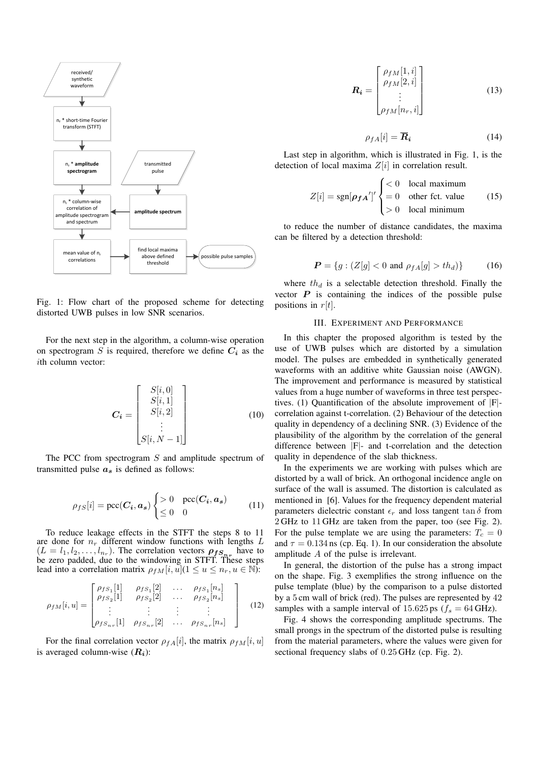Fig. 1: Flow chart of the proposed scheme for detecting distorted UWB pulses in low SNR scenarios.

For the next step in the algorithm, a column-wise operation on spectrogram $S$ is required, therefore we define $\boldsymbol{C_i}$ as the $i$th column vector:

$$\boldsymbol{C_i} = \begin{bmatrix} S[i,0] \\ S[i,1] \\ S[i,2] \\ \vdots \\ S[i,N-1] \end{bmatrix} \tag{10}$$

The PCC from spectrogram $S$ and amplitude spectrum of transmitted pulse $\boldsymbol{a_s}$ is defined as follows:

$$\rho_{fS}[i] = \text{pcc}(\boldsymbol{C_i}, \boldsymbol{a_s}) \begin{cases} > 0 & \text{pcc}(\boldsymbol{C_i}, \boldsymbol{a_s}) \\ \leq 0 & 0 \end{cases} \tag{11}$$

To reduce leakage effects in the STFT the steps 8 to 11 are done for $n_r$ different window functions with lengths $L$ ($L = l_1, l_2, \ldots, l_{n_r}$). The correlation vectors $\boldsymbol{\rho_{fS_{n_r}}}$ have to be zero padded, due to the windowing in STFT. These steps lead into a correlation matrix $\rho_{fM}[i,u] (1 \leq u \leq n_r, u \in \mathbb{N})$:

$$\rho_{fM}[i,u] = \begin{bmatrix} \rho_{fS_1}[1] & \rho_{fS_1}[2] & \ldots & \rho_{fS_1}[n_s] \\ \rho_{fS_2}[1] & \rho_{fS_2}[2] & \ldots & \rho_{fS_2}[n_s] \\ \vdots & \vdots & \vdots & \vdots \\ \rho_{fS_{n_r}}[1] & \rho_{fS_{n_r}}[2] & \ldots & \rho_{fS_{n_r}}[n_s] \end{bmatrix} \tag{12}$$

For the final correlation vector $\rho_{fA}[i]$, the matrix $\rho_{fM}[i,u]$ is averaged column-wise ($\boldsymbol{R_i}$):

$$\boldsymbol{R_i} = \begin{bmatrix} \rho_{fM}[1,i] \\ \rho_{fM}[2,i] \\ \vdots \\ \rho_{fM}[n_r,i] \end{bmatrix} \tag{13}$$

$$\rho_{fA}[i] = \overline{\boldsymbol{R_i}} \tag{14}$$

Last step in algorithm, which is illustrated in Fig. 1, is the detection of local maxima $Z[i]$ in correlation result.

$$Z[i] = \text{sgn}[\boldsymbol{\rho_{fA}}']' \begin{cases} < 0 & \text{local maximum} \\ = 0 & \text{other fct. value} \\ > 0 & \text{local minimum} \end{cases} \tag{15}$$

to reduce the number of distance candidates, the maxima can be filtered by a detection threshold:

$$\boldsymbol{P} = \{g : (Z[g] < 0 \text{ and } \rho_{fA}[g] > th_d)\} \tag{16}$$

where $th_d$ is a selectable detection threshold. Finally the vector $\boldsymbol{P}$ is containing the indices of the possible pulse positions in $r[t]$.

## III. Experiment and Performance

In this chapter the proposed algorithm is tested by the use of UWB pulses which are distorted by a simulation model. The pulses are embedded in synthetically generated waveforms with an additive white Gaussian noise (AWGN). The improvement and performance is measured by statistical values from a huge number of waveforms in three test perspectives. (1) Quantification of the absolute improvement of |F|-correlation against t-correlation. (2) Behaviour of the detection quality in dependency of a declining SNR. (3) Evidence of the plausibility of the algorithm by the correlation of the general difference between |F|- and t-correlation and the detection quality in dependence of the slab thickness.

In the experiments we are working with pulses which are distorted by a wall of brick. An orthogonal incidence angle on surface of the wall is assumed. The distortion is calculated as mentioned in [6]. Values for the frequency dependent material parameters dielectric constant $\epsilon_r$ and loss tangent $\tan\delta$ from 2 GHz to 11 GHz are taken from the paper, too (see Fig. 2). For the pulse template we are using the parameters: $T_c = 0$ and $\tau = 0.134$ ns (cp. Eq. 1). In our consideration the absolute amplitude $A$ of the pulse is irrelevant.

In general, the distortion of the pulse has a strong impact on the shape. Fig. 3 exemplifies the strong influence on the pulse template (blue) by the comparison to a pulse distorted by a 5 cm wall of brick (red). The pulses are represented by 42 samples with a sample interval of 15.625 ps ($f_s = 64$ GHz).

Fig. 4 shows the corresponding amplitude spectrums. The small prongs in the spectrum of the distorted pulse is resulting from the material parameters, where the values were given for sectional frequency slabs of 0.25 GHz (cp. Fig. 2).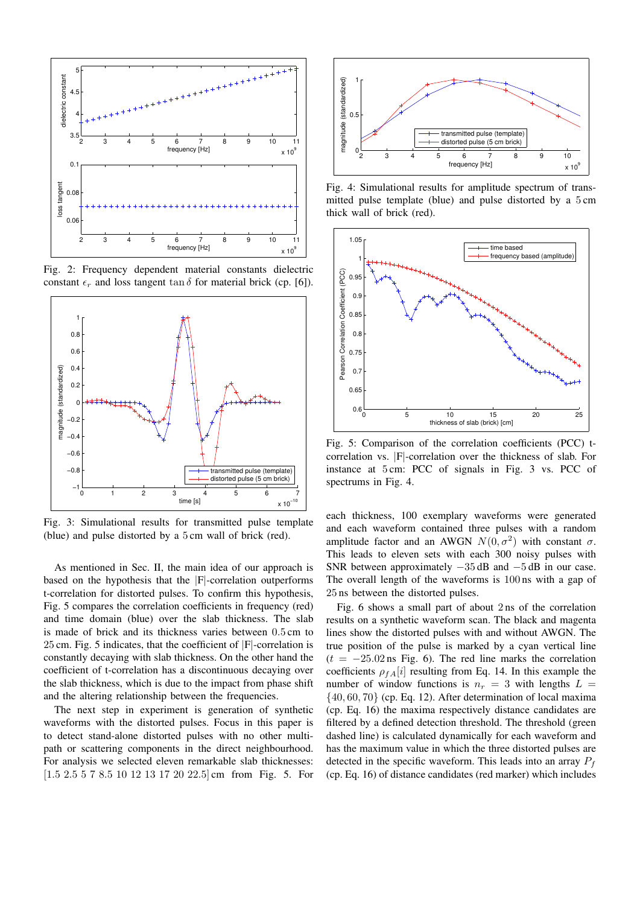Fig. 2: Frequency dependent material constants dielectric constant $\epsilon_r$ and loss tangent $\tan\delta$ for material brick (cp. [6]).

Fig. 3: Simulational results for transmitted pulse template (blue) and pulse distorted by a 5 cm wall of brick (red).

As mentioned in Sec. II, the main idea of our approach is based on the hypothesis that the |F|-correlation outperforms t-correlation for distorted pulses. To confirm this hypothesis, Fig. 5 compares the correlation coefficients in frequency (red) and time domain (blue) over the slab thickness. The slab is made of brick and its thickness varies between 0.5 cm to 25 cm. Fig. 5 indicates, that the coefficient of |F|-correlation is constantly decaying with slab thickness. On the other hand the coefficient of t-correlation has a discontinuous decaying over the slab thickness, which is due to the impact from phase shift and the altering relationship between the frequencies.

The next step in experiment is generation of synthetic waveforms with the distorted pulses. Focus in this paper is to detect stand-alone distorted pulses with no other multi-path or scattering components in the direct neighbourhood. For analysis we selected eleven remarkable slab thicknesses: [1.5 2.5 5 7 8.5 10 12 13 17 20 22.5] cm from Fig. 5. For each thickness, 100 exemplary waveforms were generated and each waveform contained three pulses with a random amplitude factor and an AWGN $N(0, \sigma^2)$ with constant $\sigma$. This leads to eleven sets with each 300 noisy pulses with SNR between approximately $-35$ dB and $-5$ dB in our case. The overall length of the waveforms is 100 ns with a gap of 25 ns between the distorted pulses.

Fig. 4: Simulational results for amplitude spectrum of transmitted pulse template (blue) and pulse distorted by a 5 cm thick wall of brick (red).

Fig. 5: Comparison of the correlation coefficients (PCC) t-correlation vs. |F|-correlation over the thickness of slab. For instance at 5 cm: PCC of signals in Fig. 3 vs. PCC of spectrums in Fig. 4.

Fig. 6 shows a small part of about 2 ns of the correlation results on a synthetic waveform scan. The black and magenta lines show the distorted pulses with and without AWGN. The true position of the pulse is marked by a cyan vertical line ($t = -25.02$ ns Fig. 6). The red line marks the correlation coefficients $\rho_{fA}[i]$ resulting from Eq. 14. In this example the number of window functions is $n_r = 3$ with lengths $L = \{40, 60, 70\}$ (cp. Eq. 12). After determination of local maxima (cp. Eq. 16) the maxima respectively distance candidates are filtered by a defined detection threshold. The threshold (green dashed line) is calculated dynamically for each waveform and has the maximum value in which the three distorted pulses are detected in the specific waveform. This leads into an array $P_f$ (cp. Eq. 16) of distance candidates (red marker) which includes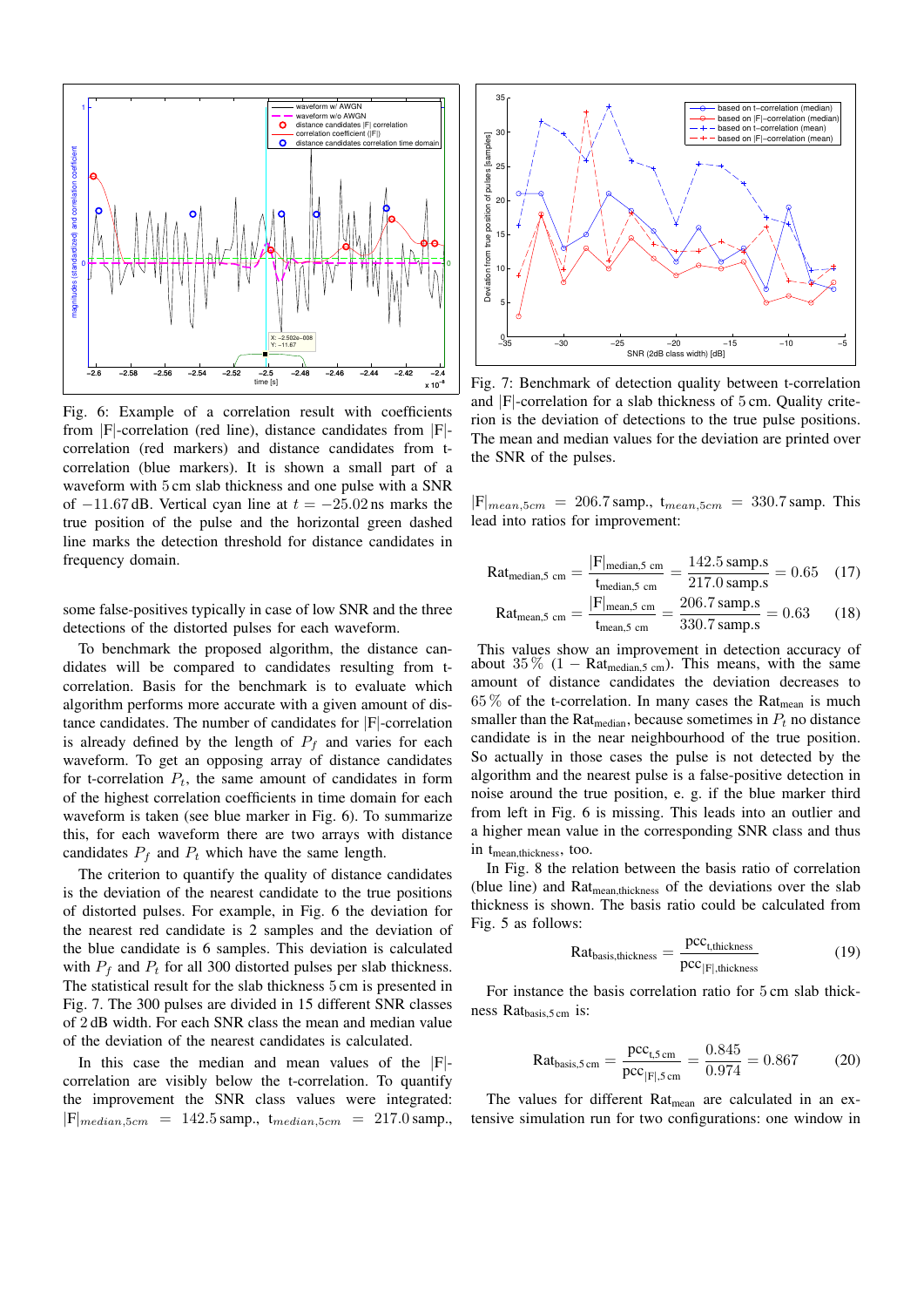Fig. 6: Example of a correlation result with coefficients from |F|-correlation (red line), distance candidates from |F|-correlation (red markers) and distance candidates from t-correlation (blue markers). It is shown a small part of a waveform with 5 cm slab thickness and one pulse with a SNR of −11.67 dB. Vertical cyan line at $t = -25.02$ ns marks the true position of the pulse and the horizontal green dashed line marks the detection threshold for distance candidates in frequency domain.

some false-positives typically in case of low SNR and the three detections of the distorted pulses for each waveform.

To benchmark the proposed algorithm, the distance candidates will be compared to candidates resulting from t-correlation. Basis for the benchmark is to evaluate which algorithm performs more accurate with a given amount of distance candidates. The number of candidates for |F|-correlation is already defined by the length of $P_f$ and varies for each waveform. To get an opposing array of distance candidates for t-correlation $P_t$, the same amount of candidates in form of the highest correlation coefficients in time domain for each waveform is taken (see blue marker in Fig. 6). To summarize this, for each waveform there are two arrays with distance candidates $P_f$ and $P_t$ which have the same length.

The criterion to quantify the quality of distance candidates is the deviation of the nearest candidate to the true positions of distorted pulses. For example, in Fig. 6 the deviation for the nearest red candidate is 2 samples and the deviation of the blue candidate is 6 samples. This deviation is calculated with $P_f$ and $P_t$ for all 300 distorted pulses per slab thickness. The statistical result for the slab thickness 5 cm is presented in Fig. 7. The 300 pulses are divided in 15 different SNR classes of 2 dB width. For each SNR class the mean and median value of the deviation of the nearest candidates is calculated.

In this case the median and mean values of the |F|-correlation are visibly below the t-correlation. To quantify the improvement the SNR class values were integrated: $|\mathrm{F}|_{median,5cm} = 142.5\,\mathrm{samp.}$, $\mathrm{t}_{median,5cm} = 217.0\,\mathrm{samp.}$,

Fig. 7: Benchmark of detection quality between t-correlation and |F|-correlation for a slab thickness of 5 cm. Quality criterion is the deviation of detections to the true pulse positions. The mean and median values for the deviation are printed over the SNR of the pulses.

$|\mathrm{F}|_{mean,5cm} = 206.7\,\mathrm{samp.}$, $\mathrm{t}_{mean,5cm} = 330.7\,\mathrm{samp.}$ This lead into ratios for improvement:

$$\mathrm{Rat}_{\mathrm{median,5\,cm}} = \frac{|\mathrm{F}|_{\mathrm{median,5\,cm}}}{\mathrm{t}_{\mathrm{median,5\,cm}}} = \frac{142.5\,\mathrm{samp.s}}{217.0\,\mathrm{samp.s}} = 0.65 \qquad (17)$$

$$\mathrm{Rat}_{\mathrm{mean,5\,cm}} = \frac{|\mathrm{F}|_{\mathrm{mean,5\,cm}}}{\mathrm{t}_{\mathrm{mean,5\,cm}}} = \frac{206.7\,\mathrm{samp.s}}{330.7\,\mathrm{samp.s}} = 0.63 \qquad (18)$$

This values show an improvement in detection accuracy of about 35 % ($1 - \mathrm{Rat}_{\mathrm{median,5\,cm}}$). This means, with the same amount of distance candidates the deviation decreases to 65 % of the t-correlation. In many cases the $\mathrm{Rat}_{\mathrm{mean}}$ is much smaller than the $\mathrm{Rat}_{\mathrm{median}}$, because sometimes in $P_t$ no distance candidate is in the near neighbourhood of the true position. So actually in those cases the pulse is not detected by the algorithm and the nearest pulse is a false-positive detection in noise around the true position, e. g. if the blue marker third from left in Fig. 6 is missing. This leads into an outlier and a higher mean value in the corresponding SNR class and thus in $\mathrm{t}_{\mathrm{mean,thickness}}$, too.

In Fig. 8 the relation between the basis ratio of correlation (blue line) and $\mathrm{Rat}_{\mathrm{mean,thickness}}$ of the deviations over the slab thickness is shown. The basis ratio could be calculated from Fig. 5 as follows:

$$\mathrm{Rat}_{\mathrm{basis,thickness}} = \frac{\mathrm{pcc}_{\mathrm{t,thickness}}}{\mathrm{pcc}_{|\mathrm{F}|,\mathrm{thickness}}} \qquad (19)$$

For instance the basis correlation ratio for 5 cm slab thickness $\mathrm{Rat}_{\mathrm{basis,5\,cm}}$ is:

$$\mathrm{Rat}_{\mathrm{basis,5\,cm}} = \frac{\mathrm{pcc}_{\mathrm{t,5\,cm}}}{\mathrm{pcc}_{|\mathrm{F}|,5\,\mathrm{cm}}} = \frac{0.845}{0.974} = 0.867 \qquad (20)$$

The values for different $\mathrm{Rat}_{\mathrm{mean}}$ are calculated in an extensive simulation run for two configurations: one window in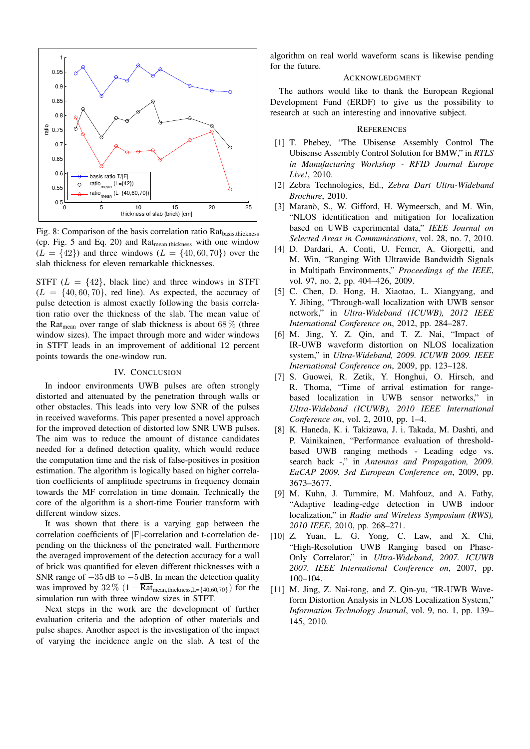ratio

1
0.95
0.9
0.85
0.8
0.75
0.7
0.65
0.6
0.55
0.5

0
5
10
15
20
25

thickness of slab (brick) [cm]

basis ratio T/|F|
ratio$_{mean}$ (L={42})
ratio$_{mean}$ (L={40,60,70})

Fig. 8: Comparison of the basis correlation ratio $\text{Rat}_{\text{basis,thickness}}$ (cp. Fig. 5 and Eq. 20) and $\text{Rat}_{\text{mean,thickness}}$ with one window ($L = \{42\}$) and three windows ($L = \{40, 60, 70\}$) over the slab thickness for eleven remarkable thicknesses.

STFT ($L = \{42\}$, black line) and three windows in STFT ($L = \{40, 60, 70\}$, red line). As expected, the accuracy of pulse detection is almost exactly following the basis correlation ratio over the thickness of the slab. The mean value of the $\text{Rat}_{\text{mean}}$ over range of slab thickness is about $68\,\%$ (three window sizes). The impact through more and wider windows in STFT leads in an improvement of additional 12 percent points towards the one-window run.

## IV. Conclusion

In indoor environments UWB pulses are often strongly distorted and attenuated by the penetration through walls or other obstacles. This leads into very low SNR of the pulses in received waveforms. This paper presented a novel approach for the improved detection of distorted low SNR UWB pulses. The aim was to reduce the amount of distance candidates needed for a defined detection quality, which would reduce the computation time and the risk of false-positives in position estimation. The algorithm is logically based on higher correlation coefficients of amplitude spectrums in frequency domain towards the MF correlation in time domain. Technically the core of the algorithm is a short-time Fourier transform with different window sizes.

It was shown that there is a varying gap between the correlation coefficients of |F|-correlation and t-correlation depending on the thickness of the penetrated wall. Furthermore the averaged improvement of the detection accuracy for a wall of brick was quantified for eleven different thicknesses with a SNR range of $-35$ dB to $-5$ dB. In mean the detection quality was improved by $32\,\%$ ($1 - \overline{\text{Rat}}_{\text{mean,thickness},L=\{40,60,70\}}$) for the simulation run with three window sizes in STFT.

Next steps in the work are the development of further evaluation criteria and the adoption of other materials and pulse shapes. Another aspect is the investigation of the impact of varying the incidence angle on the slab. A test of the algorithm on real world waveform scans is likewise pending for the future.

## Acknowledgment

The authors would like to thank the European Regional Development Fund (ERDF) to give us the possibility to research at such an interesting and innovative subject.

## References

[1] T. Phebey, “The Ubisense Assembly Control The Ubisense Assembly Control Solution for BMW,” in *RTLS in Manufacturing Workshop - RFID Journal Europe Live!*, 2010.

[2] Zebra Technologies, Ed., *Zebra Dart Ultra-Wideband Brochure*, 2010.

[3] Maranò, S., W. Gifford, H. Wymeersch, and M. Win, “NLOS identification and mitigation for localization based on UWB experimental data,” *IEEE Journal on Selected Areas in Communications*, vol. 28, no. 7, 2010.

[4] D. Dardari, A. Conti, U. Ferner, A. Giorgetti, and M. Win, “Ranging With Ultrawide Bandwidth Signals in Multipath Environments,” *Proceedings of the IEEE*, vol. 97, no. 2, pp. 404–426, 2009.

[5] C. Chen, D. Hong, H. Xiaotao, L. Xiangyang, and Y. Jibing, “Through-wall localization with UWB sensor network,” in *Ultra-Wideband (ICUWB), 2012 IEEE International Conference on*, 2012, pp. 284–287.

[6] M. Jing, Y. Z. Qin, and T. Z. Nai, “Impact of IR-UWB waveform distortion on NLOS localization system,” in *Ultra-Wideband, 2009. ICUWB 2009. IEEE International Conference on*, 2009, pp. 123–128.

[7] S. Guowei, R. Zetik, Y. Honghui, O. Hirsch, and R. Thoma, “Time of arrival estimation for range-based localization in UWB sensor networks,” in *Ultra-Wideband (ICUWB), 2010 IEEE International Conference on*, vol. 2, 2010, pp. 1–4.

[8] K. Haneda, K. i. Takizawa, J. i. Takada, M. Dashti, and P. Vainikainen, “Performance evaluation of threshold-based UWB ranging methods - Leading edge vs. search back -,” in *Antennas and Propagation, 2009. EuCAP 2009. 3rd European Conference on*, 2009, pp. 3673–3677.

[9] M. Kuhn, J. Turnmire, M. Mahfouz, and A. Fathy, “Adaptive leading-edge detection in UWB indoor localization,” in *Radio and Wireless Symposium (RWS), 2010 IEEE*, 2010, pp. 268–271.

[10] Z. Yuan, L. G. Yong, C. Law, and X. Chi, “High-Resolution UWB Ranging based on Phase-Only Correlator,” in *Ultra-Wideband, 2007. ICUWB 2007. IEEE International Conference on*, 2007, pp. 100–104.

[11] M. Jing, Z. Nai-tong, and Z. Qin-yu, “IR-UWB Waveform Distortion Analysis in NLOS Localization System,” *Information Technology Journal*, vol. 9, no. 1, pp. 139–145, 2010.